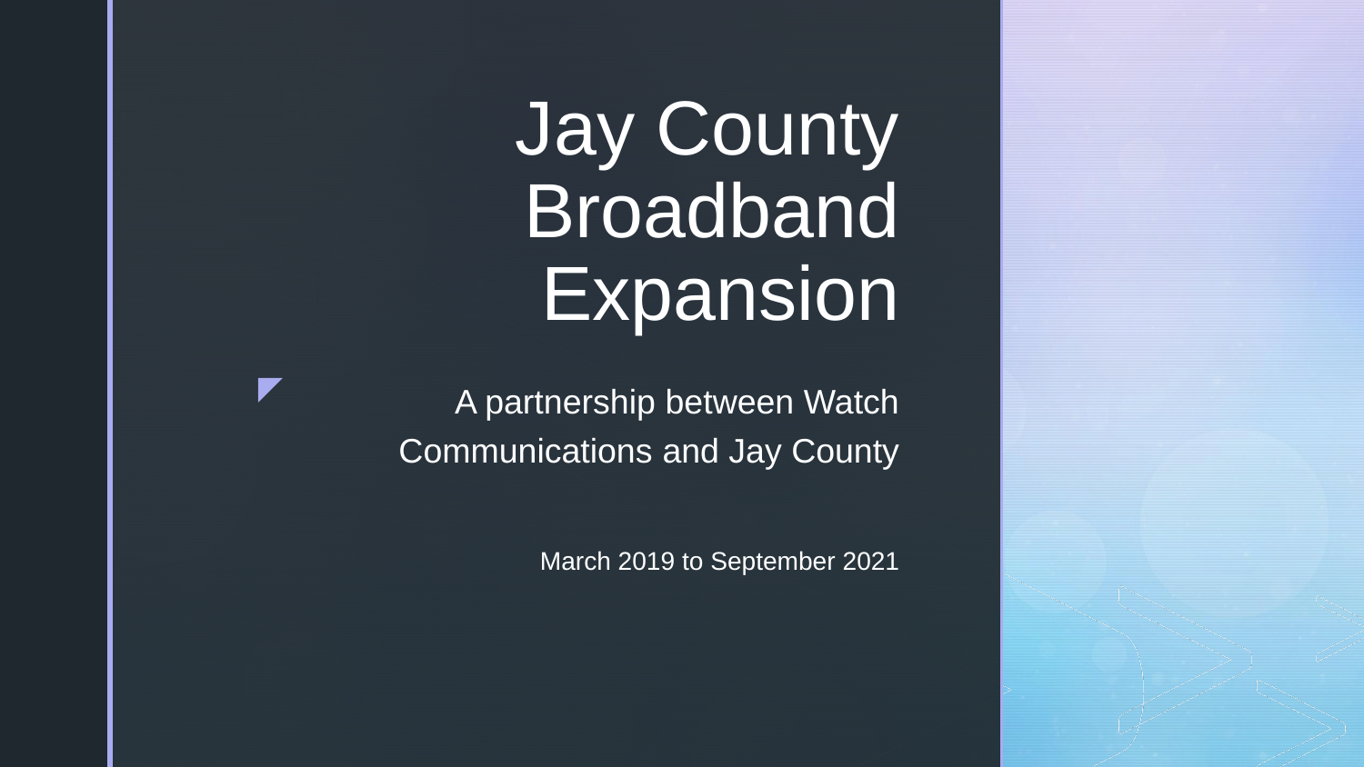# Jay County Broadband Expansion

A partnership between Watch Communications and Jay County

March 2019 to September 2021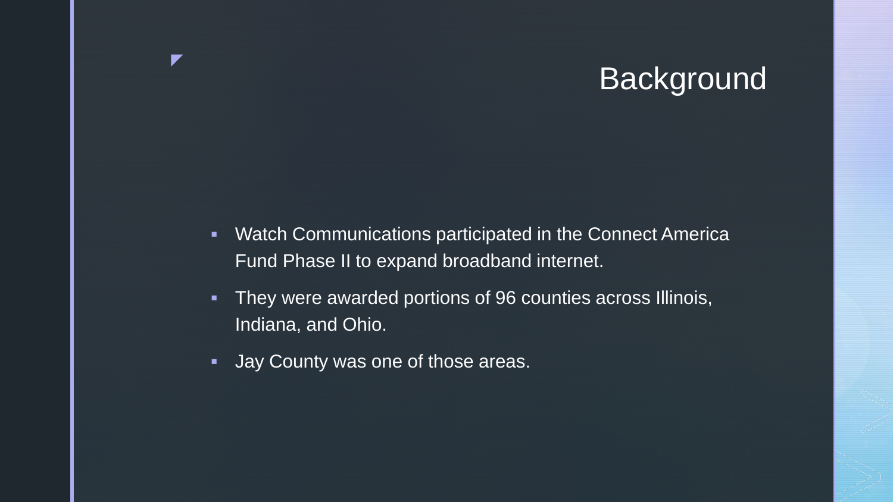# Background

- Watch Communications participated in the Connect America Fund Phase II to expand broadband internet.
- They were awarded portions of 96 counties across Illinois, Indiana, and Ohio.
- Jay County was one of those areas.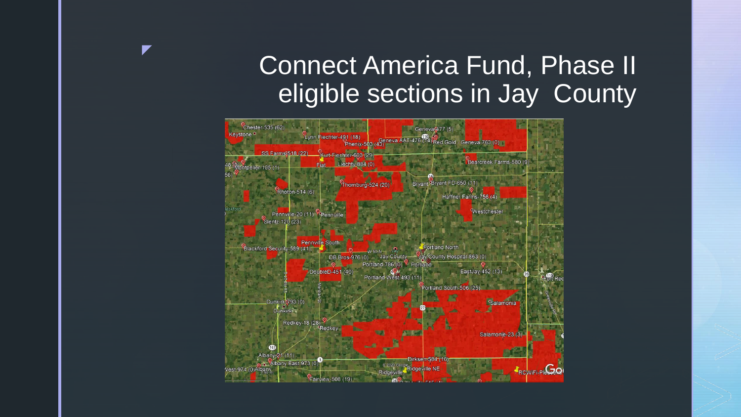# Connect America Fund, Phase II eligible sections in Jay County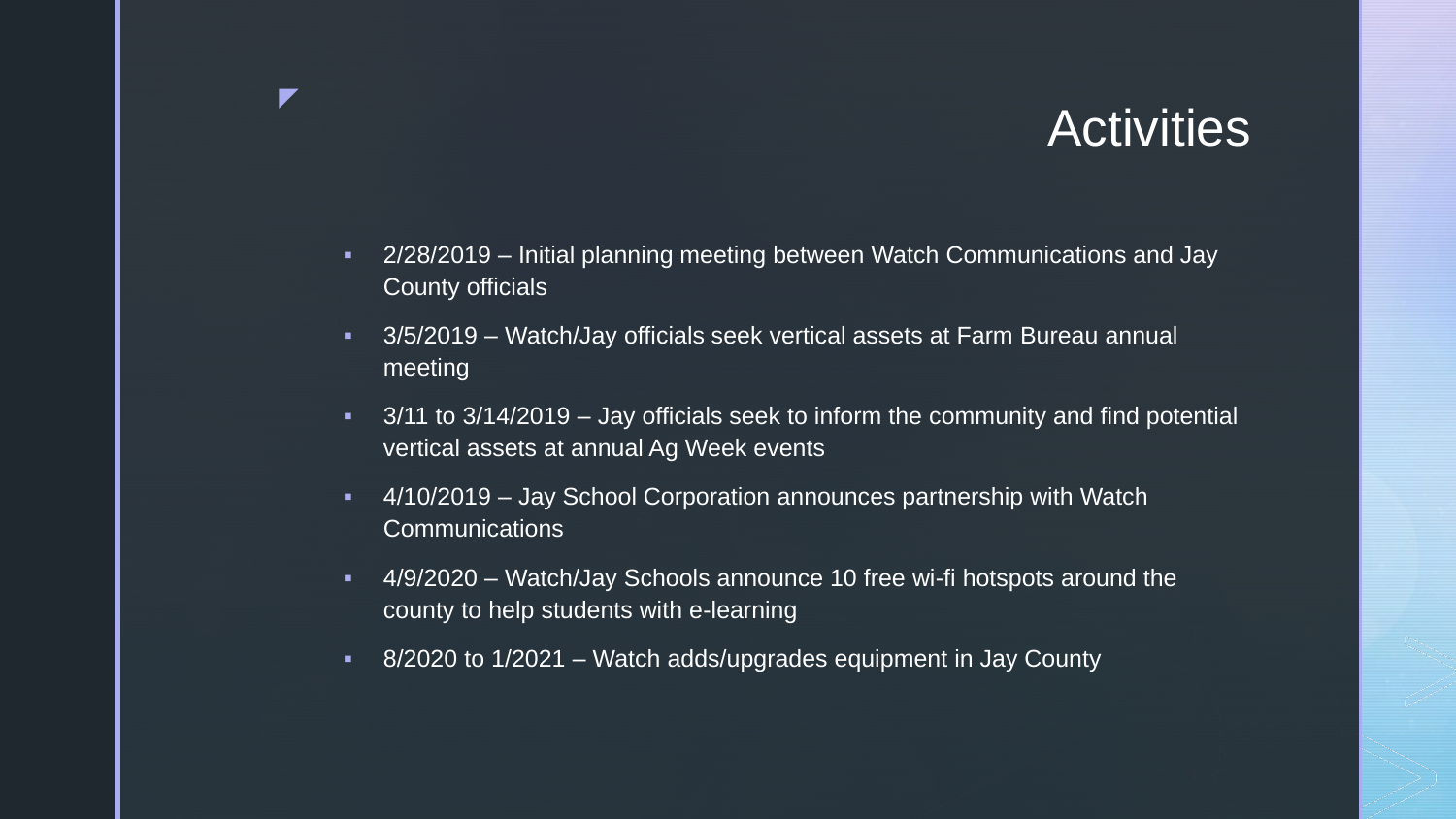# Activities

- 2/28/2019 – Initial planning meeting between Watch Communications and Jay County officials
- 3/5/2019 – Watch/Jay officials seek vertical assets at Farm Bureau annual meeting
- 3/11 to 3/14/2019 – Jay officials seek to inform the community and find potential vertical assets at annual Ag Week events
- 4/10/2019 – Jay School Corporation announces partnership with Watch Communications
- 4/9/2020 – Watch/Jay Schools announce 10 free wi-fi hotspots around the county to help students with e-learning
- 8/2020 to 1/2021 – Watch adds/upgrades equipment in Jay County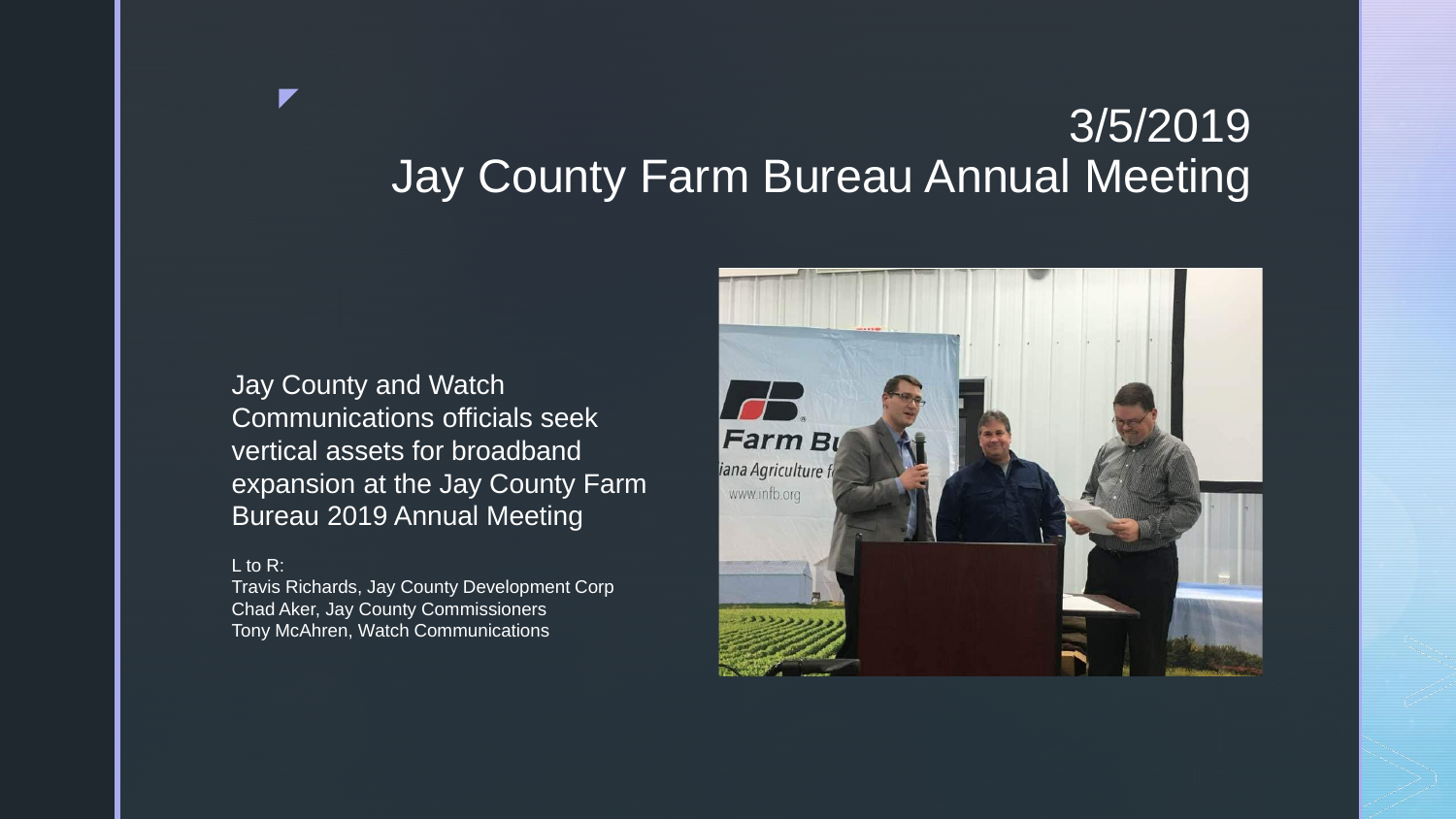# 3/5/2019 Jay County Farm Bureau Annual Meeting

Jay County and Watch Communications officials seek vertical assets for broadband expansion at the Jay County Farm Bureau 2019 Annual Meeting

L to R:
Travis Richards, Jay County Development Corp
Chad Aker, Jay County Commissioners
Tony McAhren, Watch Communications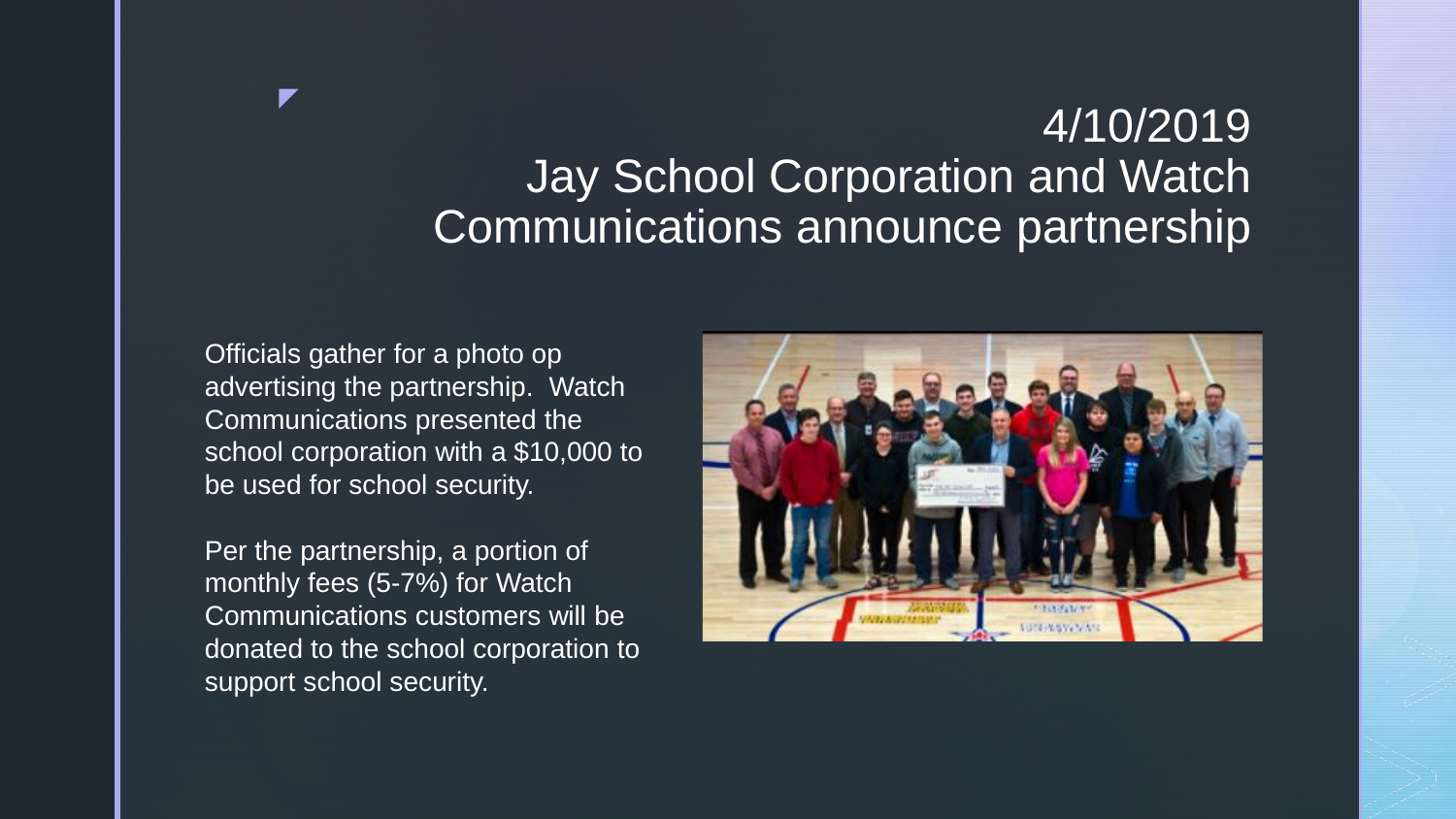# 4/10/2019
# Jay School Corporation and Watch Communications announce partnership

Officials gather for a photo op advertising the partnership. Watch Communications presented the school corporation with a $10,000 to be used for school security.

Per the partnership, a portion of monthly fees (5-7%) for Watch Communications customers will be donated to the school corporation to support school security.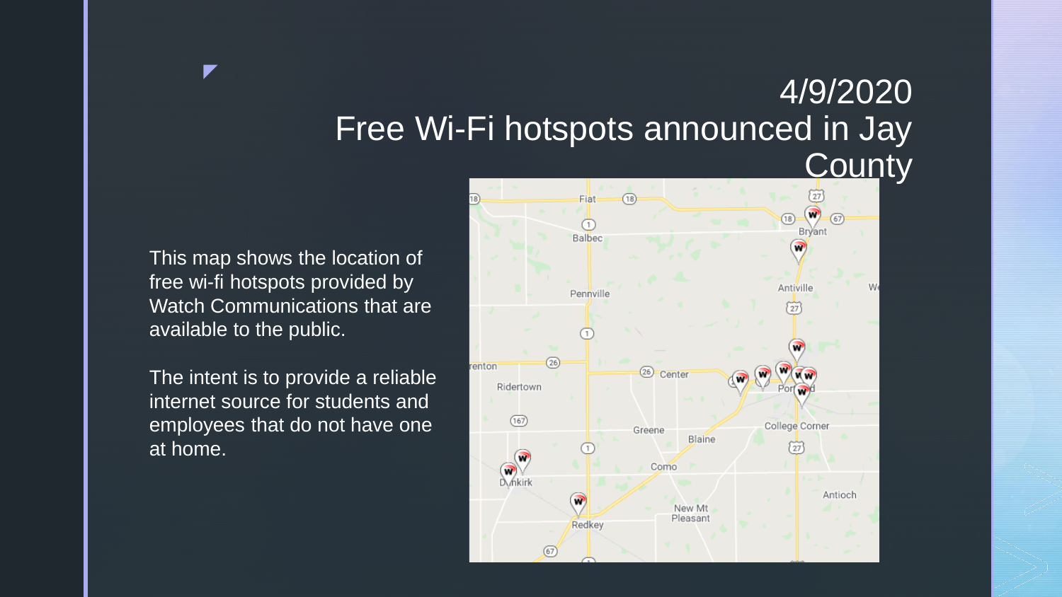# 4/9/2020 Free Wi-Fi hotspots announced in Jay County

This map shows the location of free wi-fi hotspots provided by Watch Communications that are available to the public.

The intent is to provide a reliable internet source for students and employees that do not have one at home.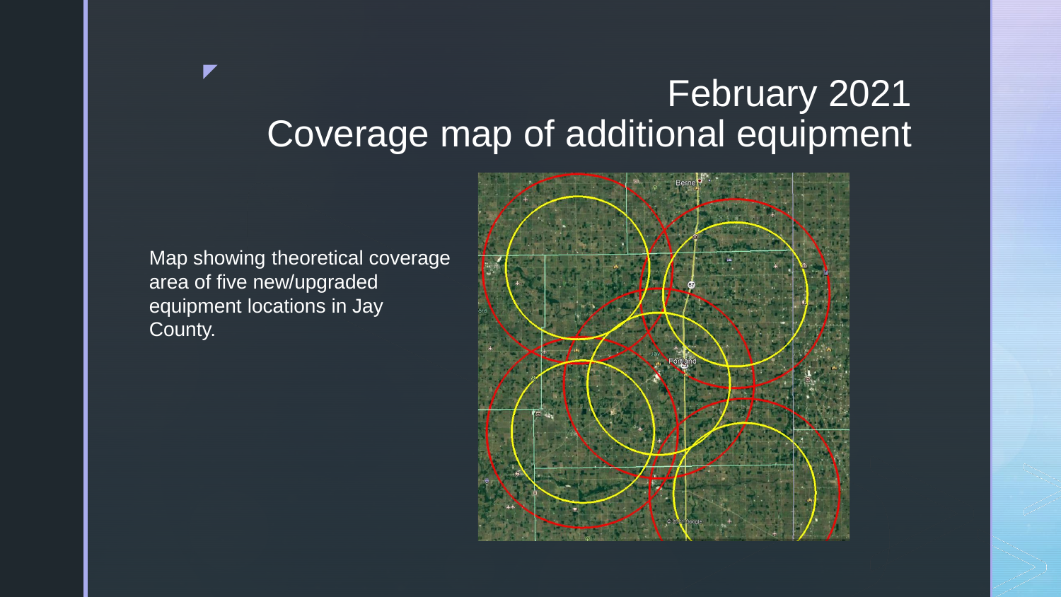# February 2021
# Coverage map of additional equipment

Map showing theoretical coverage area of five new/upgraded equipment locations in Jay County.